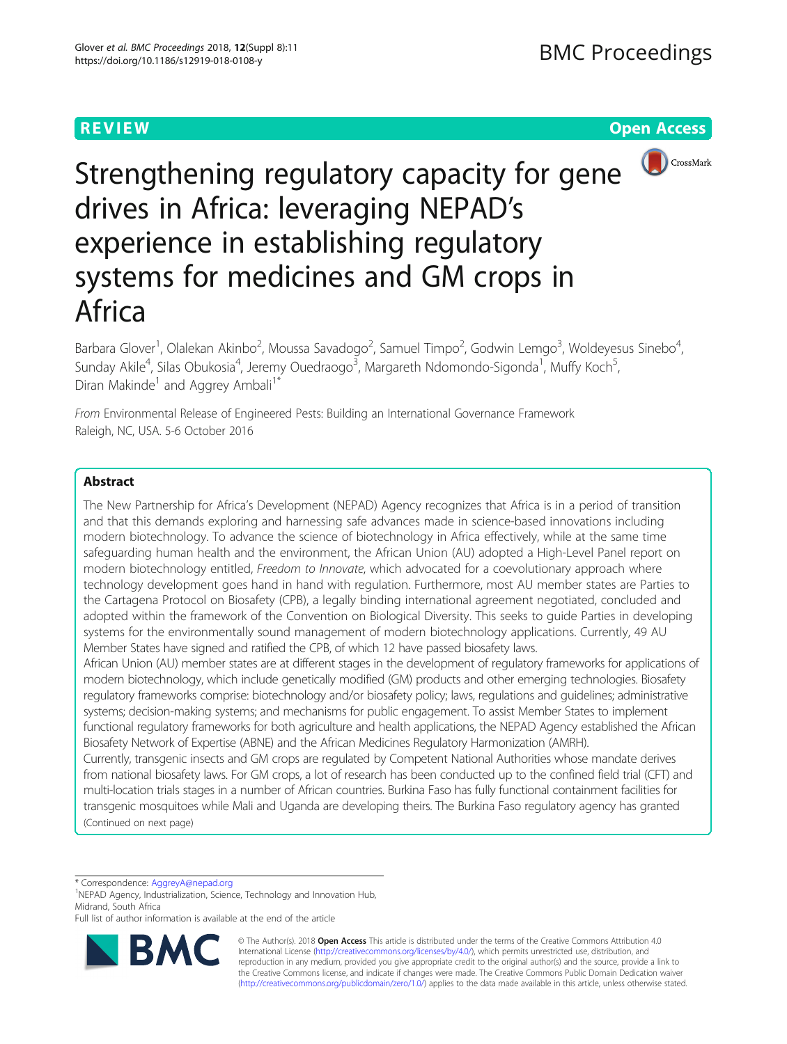REVIEW

Open Access

# Strengthening regulatory capacity for gene drives in Africa: leveraging NEPAD's experience in establishing regulatory systems for medicines and GM crops in Africa

Barbara Glover[1], Olalekan Akinbo[2], Moussa Savadogo[2], Samuel Timpo[2], Godwin Lemgo[3], Woldeyesus Sinebo[4], Sunday Akile[4], Silas Obukosia[4], Jeremy Ouedraogo[3], Margareth Ndomondo-Sigonda[1], Muffy Koch[5], Diran Makinde[1] and Aggrey Ambali[1*]

*From* Environmental Release of Engineered Pests: Building an International Governance Framework
Raleigh, NC, USA. 5-6 October 2016

## Abstract

The New Partnership for Africa's Development (NEPAD) Agency recognizes that Africa is in a period of transition and that this demands exploring and harnessing safe advances made in science-based innovations including modern biotechnology. To advance the science of biotechnology in Africa effectively, while at the same time safeguarding human health and the environment, the African Union (AU) adopted a High-Level Panel report on modern biotechnology entitled, *Freedom to Innovate*, which advocated for a coevolutionary approach where technology development goes hand in hand with regulation. Furthermore, most AU member states are Parties to the Cartagena Protocol on Biosafety (CPB), a legally binding international agreement negotiated, concluded and adopted within the framework of the Convention on Biological Diversity. This seeks to guide Parties in developing systems for the environmentally sound management of modern biotechnology applications. Currently, 49 AU Member States have signed and ratified the CPB, of which 12 have passed biosafety laws.

African Union (AU) member states are at different stages in the development of regulatory frameworks for applications of modern biotechnology, which include genetically modified (GM) products and other emerging technologies. Biosafety regulatory frameworks comprise: biotechnology and/or biosafety policy; laws, regulations and guidelines; administrative systems; decision-making systems; and mechanisms for public engagement. To assist Member States to implement functional regulatory frameworks for both agriculture and health applications, the NEPAD Agency established the African Biosafety Network of Expertise (ABNE) and the African Medicines Regulatory Harmonization (AMRH).

Currently, transgenic insects and GM crops are regulated by Competent National Authorities whose mandate derives from national biosafety laws. For GM crops, a lot of research has been conducted up to the confined field trial (CFT) and multi-location trials stages in a number of African countries. Burkina Faso has fully functional containment facilities for transgenic mosquitoes while Mali and Uganda are developing theirs. The Burkina Faso regulatory agency has granted

(Continued on next page)

* Correspondence: AggreyA@nepad.org
[1]NEPAD Agency, Industrialization, Science, Technology and Innovation Hub, Midrand, South Africa
Full list of author information is available at the end of the article

© The Author(s). 2018 **Open Access** This article is distributed under the terms of the Creative Commons Attribution 4.0 International License (http://creativecommons.org/licenses/by/4.0/), which permits unrestricted use, distribution, and reproduction in any medium, provided you give appropriate credit to the original author(s) and the source, provide a link to the Creative Commons license, and indicate if changes were made. The Creative Commons Public Domain Dedication waiver (http://creativecommons.org/publicdomain/zero/1.0/) applies to the data made available in this article, unless otherwise stated.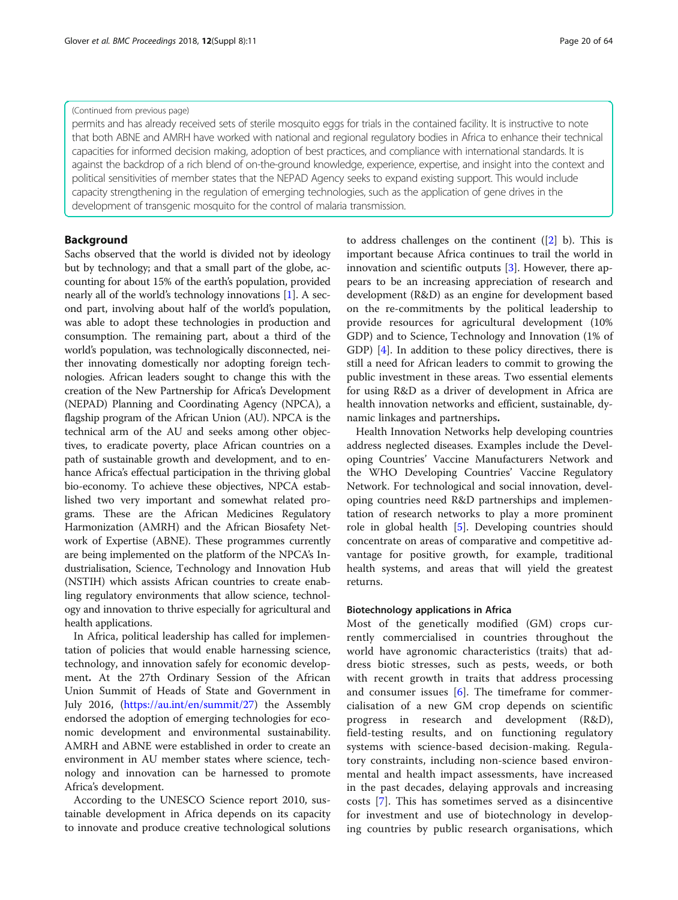(Continued from previous page)

permits and has already received sets of sterile mosquito eggs for trials in the contained facility. It is instructive to note that both ABNE and AMRH have worked with national and regional regulatory bodies in Africa to enhance their technical capacities for informed decision making, adoption of best practices, and compliance with international standards. It is against the backdrop of a rich blend of on-the-ground knowledge, experience, expertise, and insight into the context and political sensitivities of member states that the NEPAD Agency seeks to expand existing support. This would include capacity strengthening in the regulation of emerging technologies, such as the application of gene drives in the development of transgenic mosquito for the control of malaria transmission.

## Background

Sachs observed that the world is divided not by ideology but by technology; and that a small part of the globe, accounting for about 15% of the earth's population, provided nearly all of the world's technology innovations [1]. A second part, involving about half of the world's population, was able to adopt these technologies in production and consumption. The remaining part, about a third of the world's population, was technologically disconnected, neither innovating domestically nor adopting foreign technologies. African leaders sought to change this with the creation of the New Partnership for Africa's Development (NEPAD) Planning and Coordinating Agency (NPCA), a flagship program of the African Union (AU). NPCA is the technical arm of the AU and seeks among other objectives, to eradicate poverty, place African countries on a path of sustainable growth and development, and to enhance Africa's effectual participation in the thriving global bio-economy. To achieve these objectives, NPCA established two very important and somewhat related programs. These are the African Medicines Regulatory Harmonization (AMRH) and the African Biosafety Network of Expertise (ABNE). These programmes currently are being implemented on the platform of the NPCA's Industrialisation, Science, Technology and Innovation Hub (NSTIH) which assists African countries to create enabling regulatory environments that allow science, technology and innovation to thrive especially for agricultural and health applications.

In Africa, political leadership has called for implementation of policies that would enable harnessing science, technology, and innovation safely for economic development**.** At the 27th Ordinary Session of the African Union Summit of Heads of State and Government in July 2016, (https://au.int/en/summit/27) the Assembly endorsed the adoption of emerging technologies for economic development and environmental sustainability. AMRH and ABNE were established in order to create an environment in AU member states where science, technology and innovation can be harnessed to promote Africa's development.

According to the UNESCO Science report 2010, sustainable development in Africa depends on its capacity to innovate and produce creative technological solutions to address challenges on the continent ([2] b). This is important because Africa continues to trail the world in innovation and scientific outputs [3]. However, there appears to be an increasing appreciation of research and development (R&D) as an engine for development based on the re-commitments by the political leadership to provide resources for agricultural development (10% GDP) and to Science, Technology and Innovation (1% of GDP) [4]. In addition to these policy directives, there is still a need for African leaders to commit to growing the public investment in these areas. Two essential elements for using R&D as a driver of development in Africa are health innovation networks and efficient, sustainable, dynamic linkages and partnerships**.**

Health Innovation Networks help developing countries address neglected diseases. Examples include the Developing Countries' Vaccine Manufacturers Network and the WHO Developing Countries' Vaccine Regulatory Network. For technological and social innovation, developing countries need R&D partnerships and implementation of research networks to play a more prominent role in global health [5]. Developing countries should concentrate on areas of comparative and competitive advantage for positive growth, for example, traditional health systems, and areas that will yield the greatest returns.

### Biotechnology applications in Africa

Most of the genetically modified (GM) crops currently commercialised in countries throughout the world have agronomic characteristics (traits) that address biotic stresses, such as pests, weeds, or both with recent growth in traits that address processing and consumer issues [6]. The timeframe for commercialisation of a new GM crop depends on scientific progress in research and development (R&D), field-testing results, and on functioning regulatory systems with science-based decision-making. Regulatory constraints, including non-science based environmental and health impact assessments, have increased in the past decades, delaying approvals and increasing costs [7]. This has sometimes served as a disincentive for investment and use of biotechnology in developing countries by public research organisations, which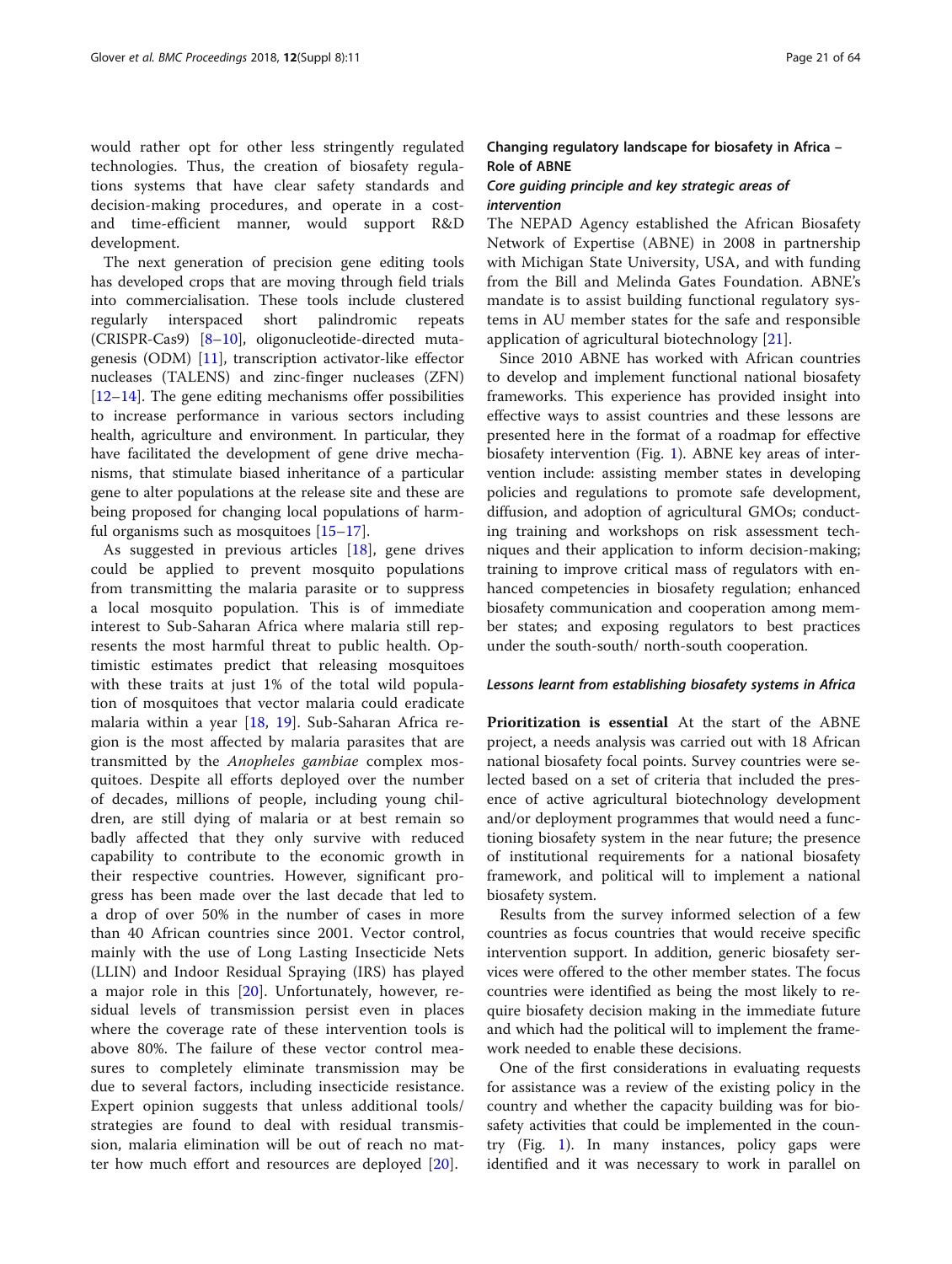would rather opt for other less stringently regulated technologies. Thus, the creation of biosafety regulations systems that have clear safety standards and decision-making procedures, and operate in a cost- and time-efficient manner, would support R&D development.

The next generation of precision gene editing tools has developed crops that are moving through field trials into commercialisation. These tools include clustered regularly interspaced short palindromic repeats (CRISPR-Cas9) [8–10], oligonucleotide-directed mutagenesis (ODM) [11], transcription activator-like effector nucleases (TALENS) and zinc-finger nucleases (ZFN) [12–14]. The gene editing mechanisms offer possibilities to increase performance in various sectors including health, agriculture and environment. In particular, they have facilitated the development of gene drive mechanisms, that stimulate biased inheritance of a particular gene to alter populations at the release site and these are being proposed for changing local populations of harmful organisms such as mosquitoes [15–17].

As suggested in previous articles [18], gene drives could be applied to prevent mosquito populations from transmitting the malaria parasite or to suppress a local mosquito population. This is of immediate interest to Sub-Saharan Africa where malaria still represents the most harmful threat to public health. Optimistic estimates predict that releasing mosquitoes with these traits at just 1% of the total wild population of mosquitoes that vector malaria could eradicate malaria within a year [18, 19]. Sub-Saharan Africa region is the most affected by malaria parasites that are transmitted by the *Anopheles gambiae* complex mosquitoes. Despite all efforts deployed over the number of decades, millions of people, including young children, are still dying of malaria or at best remain so badly affected that they only survive with reduced capability to contribute to the economic growth in their respective countries. However, significant progress has been made over the last decade that led to a drop of over 50% in the number of cases in more than 40 African countries since 2001. Vector control, mainly with the use of Long Lasting Insecticide Nets (LLIN) and Indoor Residual Spraying (IRS) has played a major role in this [20]. Unfortunately, however, residual levels of transmission persist even in places where the coverage rate of these intervention tools is above 80%. The failure of these vector control measures to completely eliminate transmission may be due to several factors, including insecticide resistance. Expert opinion suggests that unless additional tools/strategies are found to deal with residual transmission, malaria elimination will be out of reach no matter how much effort and resources are deployed [20].

## Changing regulatory landscape for biosafety in Africa – Role of ABNE

### *Core guiding principle and key strategic areas of intervention*

The NEPAD Agency established the African Biosafety Network of Expertise (ABNE) in 2008 in partnership with Michigan State University, USA, and with funding from the Bill and Melinda Gates Foundation. ABNE's mandate is to assist building functional regulatory systems in AU member states for the safe and responsible application of agricultural biotechnology [21].

Since 2010 ABNE has worked with African countries to develop and implement functional national biosafety frameworks. This experience has provided insight into effective ways to assist countries and these lessons are presented here in the format of a roadmap for effective biosafety intervention (Fig. 1). ABNE key areas of intervention include: assisting member states in developing policies and regulations to promote safe development, diffusion, and adoption of agricultural GMOs; conducting training and workshops on risk assessment techniques and their application to inform decision-making; training to improve critical mass of regulators with enhanced competencies in biosafety regulation; enhanced biosafety communication and cooperation among member states; and exposing regulators to best practices under the south-south/ north-south cooperation.

### *Lessons learnt from establishing biosafety systems in Africa*

**Prioritization is essential** At the start of the ABNE project, a needs analysis was carried out with 18 African national biosafety focal points. Survey countries were selected based on a set of criteria that included the presence of active agricultural biotechnology development and/or deployment programmes that would need a functioning biosafety system in the near future; the presence of institutional requirements for a national biosafety framework, and political will to implement a national biosafety system.

Results from the survey informed selection of a few countries as focus countries that would receive specific intervention support. In addition, generic biosafety services were offered to the other member states. The focus countries were identified as being the most likely to require biosafety decision making in the immediate future and which had the political will to implement the framework needed to enable these decisions.

One of the first considerations in evaluating requests for assistance was a review of the existing policy in the country and whether the capacity building was for biosafety activities that could be implemented in the country (Fig. 1). In many instances, policy gaps were identified and it was necessary to work in parallel on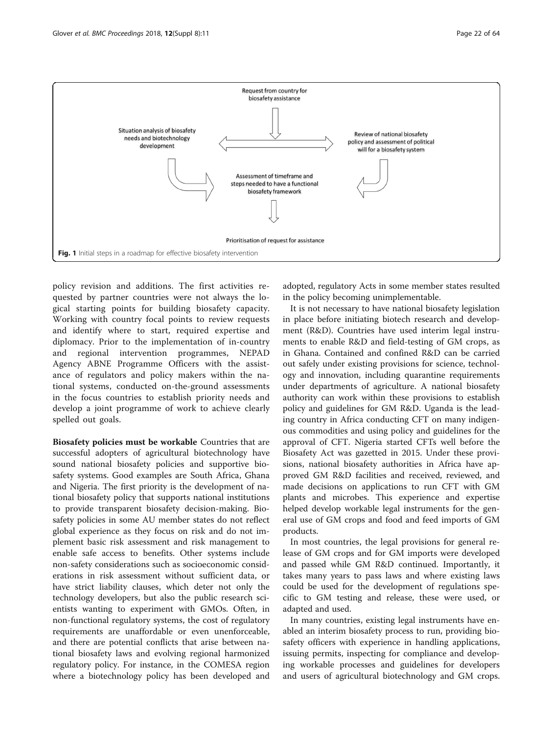Request from country for biosafety assistance

Situation analysis of biosafety needs and biotechnology development

Review of national biosafety policy and assessment of political will for a biosafety system

Assessment of timeframe and steps needed to have a functional biosafety framework

Prioritisation of request for assistance

**Fig. 1** Initial steps in a roadmap for effective biosafety intervention

policy revision and additions. The first activities requested by partner countries were not always the logical starting points for building biosafety capacity. Working with country focal points to review requests and identify where to start, required expertise and diplomacy. Prior to the implementation of in-country and regional intervention programmes, NEPAD Agency ABNE Programme Officers with the assistance of regulators and policy makers within the national systems, conducted on-the-ground assessments in the focus countries to establish priority needs and develop a joint programme of work to achieve clearly spelled out goals.

**Biosafety policies must be workable** Countries that are successful adopters of agricultural biotechnology have sound national biosafety policies and supportive biosafety systems. Good examples are South Africa, Ghana and Nigeria. The first priority is the development of national biosafety policy that supports national institutions to provide transparent biosafety decision-making. Biosafety policies in some AU member states do not reflect global experience as they focus on risk and do not implement basic risk assessment and risk management to enable safe access to benefits. Other systems include non-safety considerations such as socioeconomic considerations in risk assessment without sufficient data, or have strict liability clauses, which deter not only the technology developers, but also the public research scientists wanting to experiment with GMOs. Often, in non-functional regulatory systems, the cost of regulatory requirements are unaffordable or even unenforceable, and there are potential conflicts that arise between national biosafety laws and evolving regional harmonized regulatory policy. For instance, in the COMESA region where a biotechnology policy has been developed and adopted, regulatory Acts in some member states resulted in the policy becoming unimplementable.

It is not necessary to have national biosafety legislation in place before initiating biotech research and development (R&D). Countries have used interim legal instruments to enable R&D and field-testing of GM crops, as in Ghana. Contained and confined R&D can be carried out safely under existing provisions for science, technology and innovation, including quarantine requirements under departments of agriculture. A national biosafety authority can work within these provisions to establish policy and guidelines for GM R&D. Uganda is the leading country in Africa conducting CFT on many indigenous commodities and using policy and guidelines for the approval of CFT. Nigeria started CFTs well before the Biosafety Act was gazetted in 2015. Under these provisions, national biosafety authorities in Africa have approved GM R&D facilities and received, reviewed, and made decisions on applications to run CFT with GM plants and microbes. This experience and expertise helped develop workable legal instruments for the general use of GM crops and food and feed imports of GM products.

In most countries, the legal provisions for general release of GM crops and for GM imports were developed and passed while GM R&D continued. Importantly, it takes many years to pass laws and where existing laws could be used for the development of regulations specific to GM testing and release, these were used, or adapted and used.

In many countries, existing legal instruments have enabled an interim biosafety process to run, providing biosafety officers with experience in handling applications, issuing permits, inspecting for compliance and developing workable processes and guidelines for developers and users of agricultural biotechnology and GM crops.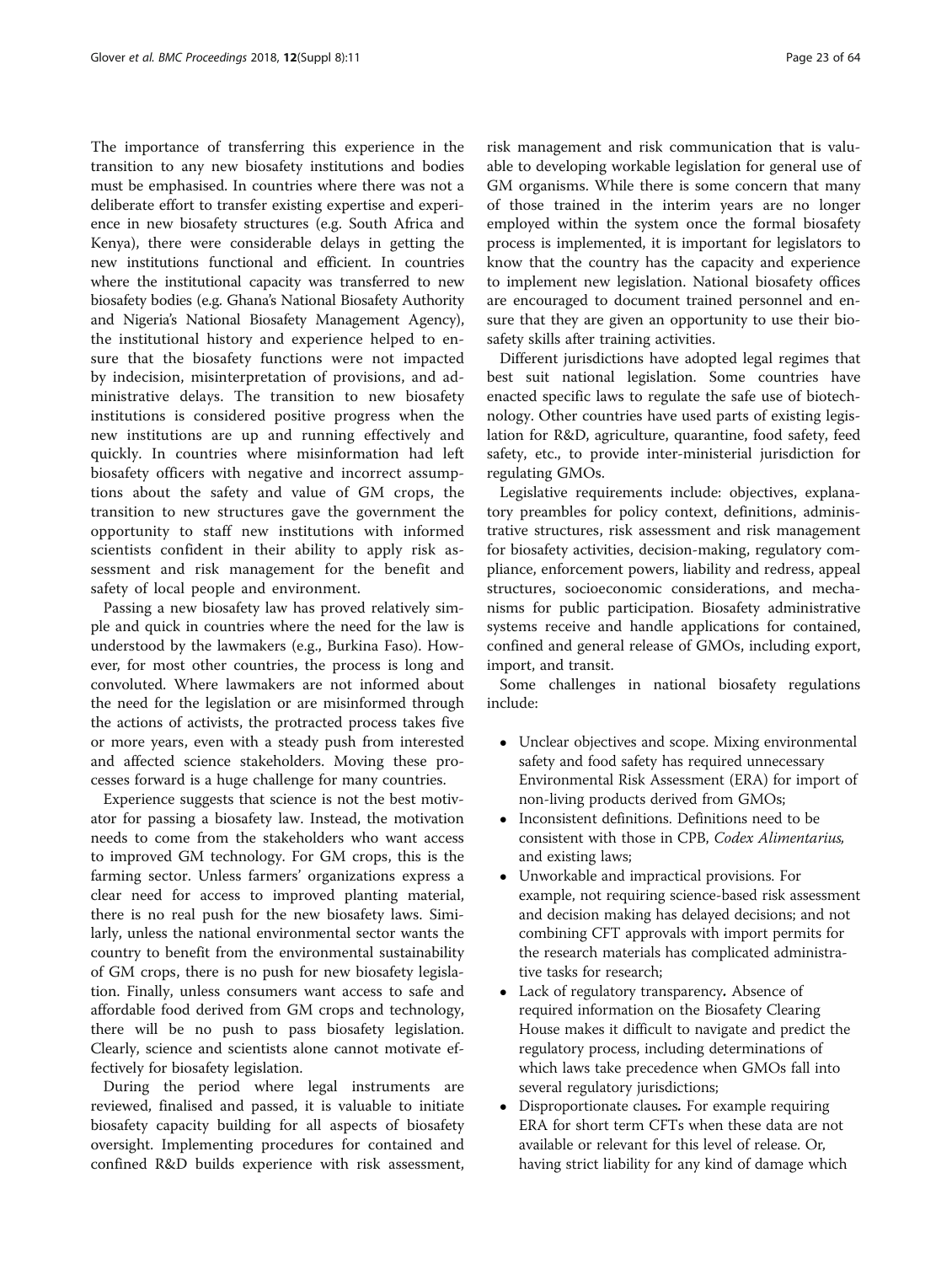The importance of transferring this experience in the transition to any new biosafety institutions and bodies must be emphasised. In countries where there was not a deliberate effort to transfer existing expertise and experience in new biosafety structures (e.g. South Africa and Kenya), there were considerable delays in getting the new institutions functional and efficient. In countries where the institutional capacity was transferred to new biosafety bodies (e.g. Ghana's National Biosafety Authority and Nigeria's National Biosafety Management Agency), the institutional history and experience helped to ensure that the biosafety functions were not impacted by indecision, misinterpretation of provisions, and administrative delays. The transition to new biosafety institutions is considered positive progress when the new institutions are up and running effectively and quickly. In countries where misinformation had left biosafety officers with negative and incorrect assumptions about the safety and value of GM crops, the transition to new structures gave the government the opportunity to staff new institutions with informed scientists confident in their ability to apply risk assessment and risk management for the benefit and safety of local people and environment.

Passing a new biosafety law has proved relatively simple and quick in countries where the need for the law is understood by the lawmakers (e.g., Burkina Faso). However, for most other countries, the process is long and convoluted. Where lawmakers are not informed about the need for the legislation or are misinformed through the actions of activists, the protracted process takes five or more years, even with a steady push from interested and affected science stakeholders. Moving these processes forward is a huge challenge for many countries.

Experience suggests that science is not the best motivator for passing a biosafety law. Instead, the motivation needs to come from the stakeholders who want access to improved GM technology. For GM crops, this is the farming sector. Unless farmers' organizations express a clear need for access to improved planting material, there is no real push for the new biosafety laws. Similarly, unless the national environmental sector wants the country to benefit from the environmental sustainability of GM crops, there is no push for new biosafety legislation. Finally, unless consumers want access to safe and affordable food derived from GM crops and technology, there will be no push to pass biosafety legislation. Clearly, science and scientists alone cannot motivate effectively for biosafety legislation.

During the period where legal instruments are reviewed, finalised and passed, it is valuable to initiate biosafety capacity building for all aspects of biosafety oversight. Implementing procedures for contained and confined R&D builds experience with risk assessment, risk management and risk communication that is valuable to developing workable legislation for general use of GM organisms. While there is some concern that many of those trained in the interim years are no longer employed within the system once the formal biosafety process is implemented, it is important for legislators to know that the country has the capacity and experience to implement new legislation. National biosafety offices are encouraged to document trained personnel and ensure that they are given an opportunity to use their biosafety skills after training activities.

Different jurisdictions have adopted legal regimes that best suit national legislation. Some countries have enacted specific laws to regulate the safe use of biotechnology. Other countries have used parts of existing legislation for R&D, agriculture, quarantine, food safety, feed safety, etc., to provide inter-ministerial jurisdiction for regulating GMOs.

Legislative requirements include: objectives, explanatory preambles for policy context, definitions, administrative structures, risk assessment and risk management for biosafety activities, decision-making, regulatory compliance, enforcement powers, liability and redress, appeal structures, socioeconomic considerations, and mechanisms for public participation. Biosafety administrative systems receive and handle applications for contained, confined and general release of GMOs, including export, import, and transit.

Some challenges in national biosafety regulations include:

- Unclear objectives and scope. Mixing environmental safety and food safety has required unnecessary Environmental Risk Assessment (ERA) for import of non-living products derived from GMOs;
- Inconsistent definitions. Definitions need to be consistent with those in CPB, *Codex Alimentarius,* and existing laws;
- Unworkable and impractical provisions. For example, not requiring science-based risk assessment and decision making has delayed decisions; and not combining CFT approvals with import permits for the research materials has complicated administrative tasks for research;
- Lack of regulatory transparency**.** Absence of required information on the Biosafety Clearing House makes it difficult to navigate and predict the regulatory process, including determinations of which laws take precedence when GMOs fall into several regulatory jurisdictions;
- Disproportionate clauses**.** For example requiring ERA for short term CFTs when these data are not available or relevant for this level of release. Or, having strict liability for any kind of damage which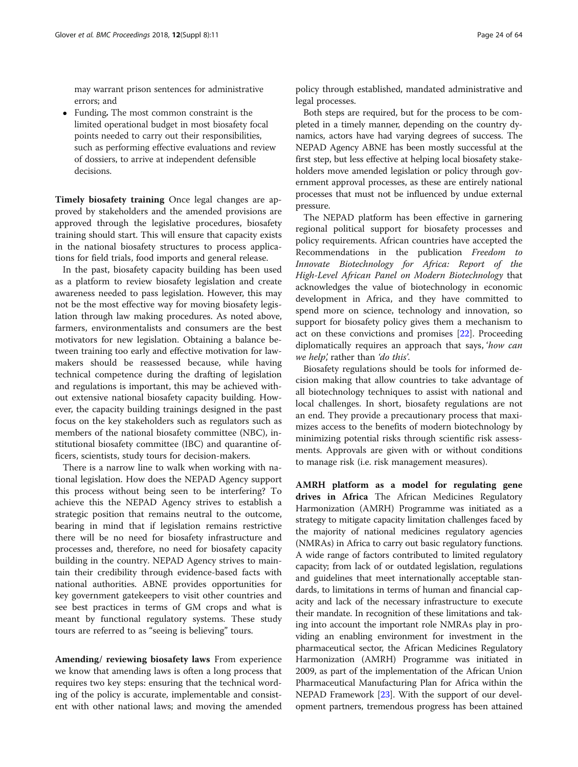may warrant prison sentences for administrative errors; and

- Funding**.** The most common constraint is the limited operational budget in most biosafety focal points needed to carry out their responsibilities, such as performing effective evaluations and review of dossiers, to arrive at independent defensible decisions.

**Timely biosafety training** Once legal changes are approved by stakeholders and the amended provisions are approved through the legislative procedures, biosafety training should start. This will ensure that capacity exists in the national biosafety structures to process applications for field trials, food imports and general release.

In the past, biosafety capacity building has been used as a platform to review biosafety legislation and create awareness needed to pass legislation. However, this may not be the most effective way for moving biosafety legislation through law making procedures. As noted above, farmers, environmentalists and consumers are the best motivators for new legislation. Obtaining a balance between training too early and effective motivation for lawmakers should be reassessed because, while having technical competence during the drafting of legislation and regulations is important, this may be achieved without extensive national biosafety capacity building. However, the capacity building trainings designed in the past focus on the key stakeholders such as regulators such as members of the national biosafety committee (NBC), institutional biosafety committee (IBC) and quarantine officers, scientists, study tours for decision-makers.

There is a narrow line to walk when working with national legislation. How does the NEPAD Agency support this process without being seen to be interfering? To achieve this the NEPAD Agency strives to establish a strategic position that remains neutral to the outcome, bearing in mind that if legislation remains restrictive there will be no need for biosafety infrastructure and processes and, therefore, no need for biosafety capacity building in the country. NEPAD Agency strives to maintain their credibility through evidence-based facts with national authorities. ABNE provides opportunities for key government gatekeepers to visit other countries and see best practices in terms of GM crops and what is meant by functional regulatory systems. These study tours are referred to as "seeing is believing" tours.

**Amending/ reviewing biosafety laws** From experience we know that amending laws is often a long process that requires two key steps: ensuring that the technical wording of the policy is accurate, implementable and consistent with other national laws; and moving the amended policy through established, mandated administrative and legal processes.

Both steps are required, but for the process to be completed in a timely manner, depending on the country dynamics, actors have had varying degrees of success. The NEPAD Agency ABNE has been mostly successful at the first step, but less effective at helping local biosafety stakeholders move amended legislation or policy through government approval processes, as these are entirely national processes that must not be influenced by undue external pressure.

The NEPAD platform has been effective in garnering regional political support for biosafety processes and policy requirements. African countries have accepted the Recommendations in the publication *Freedom to Innovate Biotechnology for Africa: Report of the High-Level African Panel on Modern Biotechnology* that acknowledges the value of biotechnology in economic development in Africa, and they have committed to spend more on science, technology and innovation, so support for biosafety policy gives them a mechanism to act on these convictions and promises [22]. Proceeding diplomatically requires an approach that says, '*how can we help*', rather than '*do this*'.

Biosafety regulations should be tools for informed decision making that allow countries to take advantage of all biotechnology techniques to assist with national and local challenges. In short, biosafety regulations are not an end. They provide a precautionary process that maximizes access to the benefits of modern biotechnology by minimizing potential risks through scientific risk assessments. Approvals are given with or without conditions to manage risk (i.e. risk management measures).

**AMRH platform as a model for regulating gene drives in Africa** The African Medicines Regulatory Harmonization (AMRH) Programme was initiated as a strategy to mitigate capacity limitation challenges faced by the majority of national medicines regulatory agencies (NMRAs) in Africa to carry out basic regulatory functions. A wide range of factors contributed to limited regulatory capacity; from lack of or outdated legislation, regulations and guidelines that meet internationally acceptable standards, to limitations in terms of human and financial capacity and lack of the necessary infrastructure to execute their mandate. In recognition of these limitations and taking into account the important role NMRAs play in providing an enabling environment for investment in the pharmaceutical sector, the African Medicines Regulatory Harmonization (AMRH) Programme was initiated in 2009, as part of the implementation of the African Union Pharmaceutical Manufacturing Plan for Africa within the NEPAD Framework [23]. With the support of our development partners, tremendous progress has been attained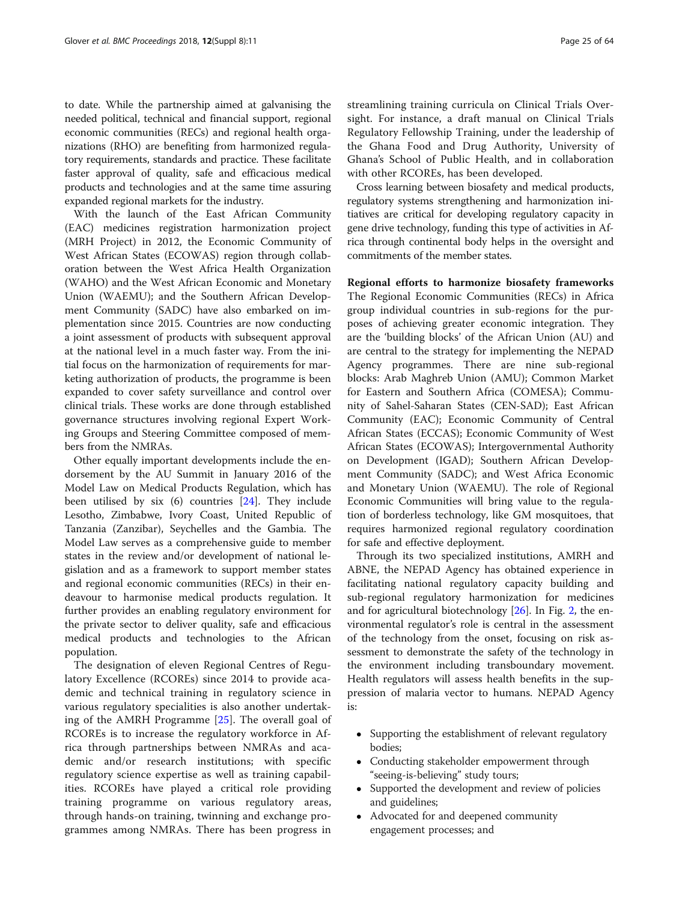to date. While the partnership aimed at galvanising the needed political, technical and financial support, regional economic communities (RECs) and regional health organizations (RHO) are benefiting from harmonized regulatory requirements, standards and practice. These facilitate faster approval of quality, safe and efficacious medical products and technologies and at the same time assuring expanded regional markets for the industry.

With the launch of the East African Community (EAC) medicines registration harmonization project (MRH Project) in 2012, the Economic Community of West African States (ECOWAS) region through collaboration between the West Africa Health Organization (WAHO) and the West African Economic and Monetary Union (WAEMU); and the Southern African Development Community (SADC) have also embarked on implementation since 2015. Countries are now conducting a joint assessment of products with subsequent approval at the national level in a much faster way. From the initial focus on the harmonization of requirements for marketing authorization of products, the programme is been expanded to cover safety surveillance and control over clinical trials. These works are done through established governance structures involving regional Expert Working Groups and Steering Committee composed of members from the NMRAs.

Other equally important developments include the endorsement by the AU Summit in January 2016 of the Model Law on Medical Products Regulation, which has been utilised by six (6) countries [24]. They include Lesotho, Zimbabwe, Ivory Coast, United Republic of Tanzania (Zanzibar), Seychelles and the Gambia. The Model Law serves as a comprehensive guide to member states in the review and/or development of national legislation and as a framework to support member states and regional economic communities (RECs) in their endeavour to harmonise medical products regulation. It further provides an enabling regulatory environment for the private sector to deliver quality, safe and efficacious medical products and technologies to the African population.

The designation of eleven Regional Centres of Regulatory Excellence (RCOREs) since 2014 to provide academic and technical training in regulatory science in various regulatory specialities is also another undertaking of the AMRH Programme [25]. The overall goal of RCOREs is to increase the regulatory workforce in Africa through partnerships between NMRAs and academic and/or research institutions; with specific regulatory science expertise as well as training capabilities. RCOREs have played a critical role providing training programme on various regulatory areas, through hands-on training, twinning and exchange programmes among NMRAs. There has been progress in streamlining training curricula on Clinical Trials Oversight. For instance, a draft manual on Clinical Trials Regulatory Fellowship Training, under the leadership of the Ghana Food and Drug Authority, University of Ghana's School of Public Health, and in collaboration with other RCOREs, has been developed.

Cross learning between biosafety and medical products, regulatory systems strengthening and harmonization initiatives are critical for developing regulatory capacity in gene drive technology, funding this type of activities in Africa through continental body helps in the oversight and commitments of the member states.

**Regional efforts to harmonize biosafety frameworks**

The Regional Economic Communities (RECs) in Africa group individual countries in sub-regions for the purposes of achieving greater economic integration. They are the 'building blocks' of the African Union (AU) and are central to the strategy for implementing the NEPAD Agency programmes. There are nine sub-regional blocks: Arab Maghreb Union (AMU); Common Market for Eastern and Southern Africa (COMESA); Community of Sahel-Saharan States (CEN-SAD); East African Community (EAC); Economic Community of Central African States (ECCAS); Economic Community of West African States (ECOWAS); Intergovernmental Authority on Development (IGAD); Southern African Development Community (SADC); and West Africa Economic and Monetary Union (WAEMU). The role of Regional Economic Communities will bring value to the regulation of borderless technology, like GM mosquitoes, that requires harmonized regional regulatory coordination for safe and effective deployment.

Through its two specialized institutions, AMRH and ABNE, the NEPAD Agency has obtained experience in facilitating national regulatory capacity building and sub-regional regulatory harmonization for medicines and for agricultural biotechnology [26]. In Fig. 2, the environmental regulator's role is central in the assessment of the technology from the onset, focusing on risk assessment to demonstrate the safety of the technology in the environment including transboundary movement. Health regulators will assess health benefits in the suppression of malaria vector to humans. NEPAD Agency is:

- Supporting the establishment of relevant regulatory bodies;
- Conducting stakeholder empowerment through "seeing-is-believing" study tours;
- Supported the development and review of policies and guidelines;
- Advocated for and deepened community engagement processes; and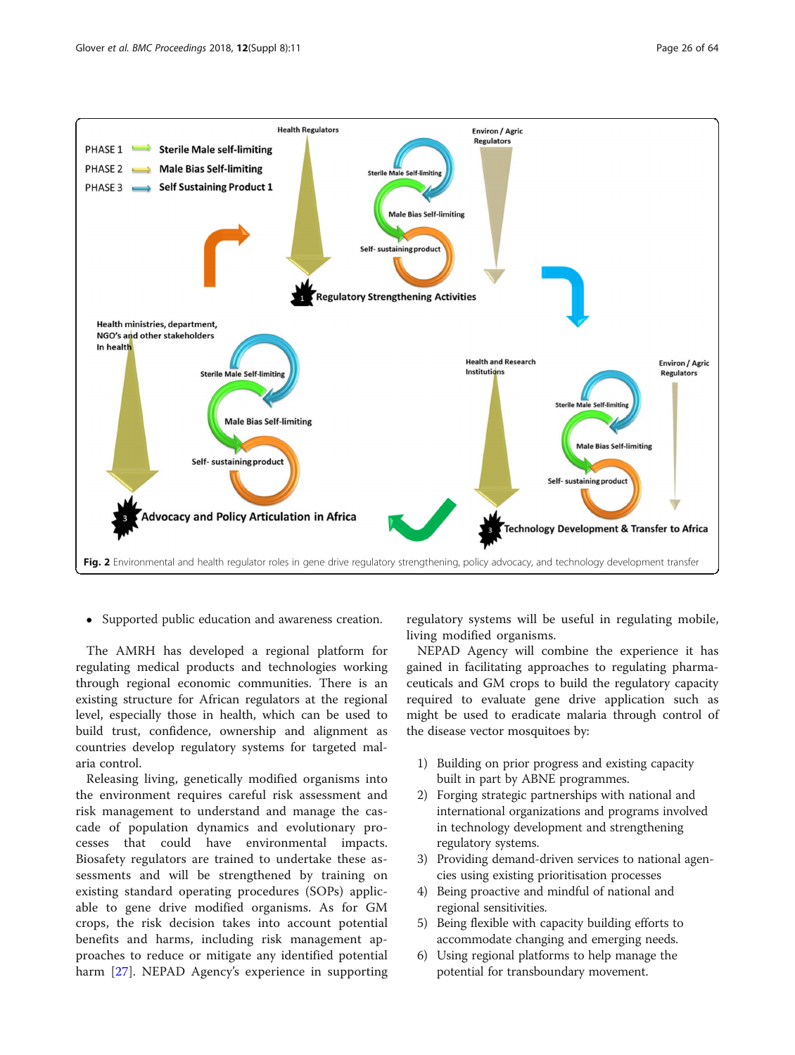Fig. 2 Environmental and health regulator roles in gene drive regulatory strengthening, policy advocacy, and technology development transfer

- Supported public education and awareness creation.

The AMRH has developed a regional platform for regulating medical products and technologies working through regional economic communities. There is an existing structure for African regulators at the regional level, especially those in health, which can be used to build trust, confidence, ownership and alignment as countries develop regulatory systems for targeted malaria control.

Releasing living, genetically modified organisms into the environment requires careful risk assessment and risk management to understand and manage the cascade of population dynamics and evolutionary processes that could have environmental impacts. Biosafety regulators are trained to undertake these assessments and will be strengthened by training on existing standard operating procedures (SOPs) applicable to gene drive modified organisms. As for GM crops, the risk decision takes into account potential benefits and harms, including risk management approaches to reduce or mitigate any identified potential harm [27]. NEPAD Agency's experience in supporting regulatory systems will be useful in regulating mobile, living modified organisms.

NEPAD Agency will combine the experience it has gained in facilitating approaches to regulating pharmaceuticals and GM crops to build the regulatory capacity required to evaluate gene drive application such as might be used to eradicate malaria through control of the disease vector mosquitoes by:

1) Building on prior progress and existing capacity built in part by ABNE programmes.
2) Forging strategic partnerships with national and international organizations and programs involved in technology development and strengthening regulatory systems.
3) Providing demand-driven services to national agencies using existing prioritisation processes
4) Being proactive and mindful of national and regional sensitivities.
5) Being flexible with capacity building efforts to accommodate changing and emerging needs.
6) Using regional platforms to help manage the potential for transboundary movement.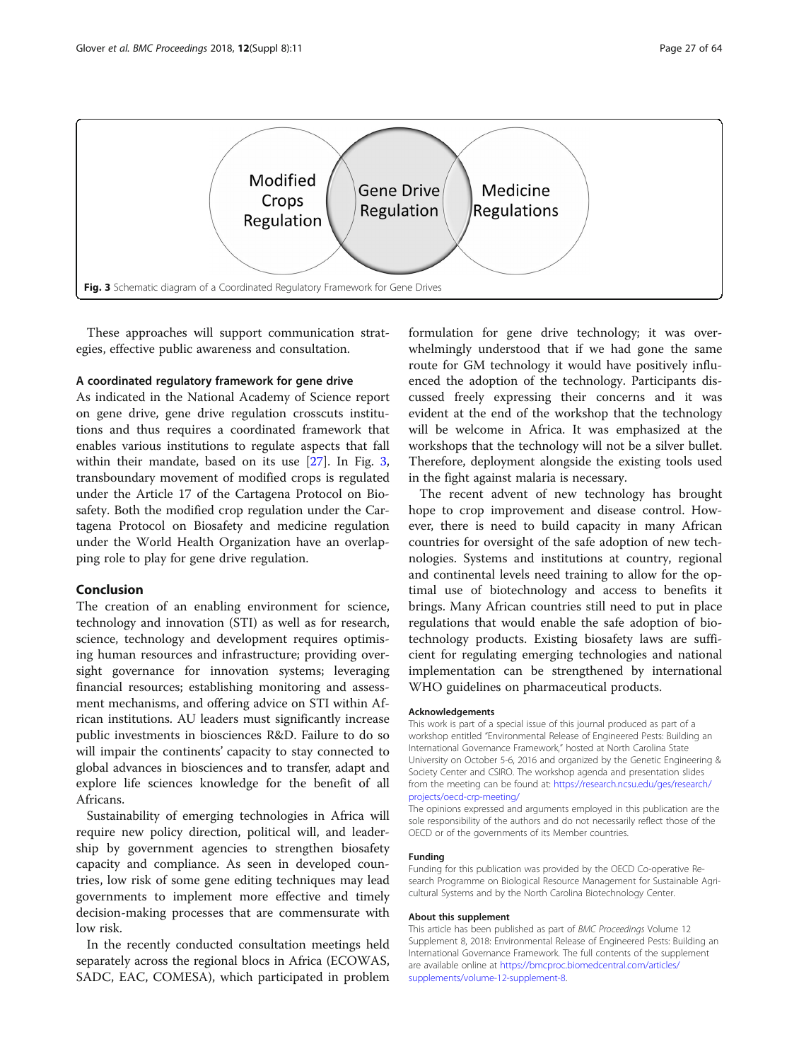Modified Crops Regulation

Gene Drive Regulation

Medicine Regulations

**Fig. 3** Schematic diagram of a Coordinated Regulatory Framework for Gene Drives

These approaches will support communication strategies, effective public awareness and consultation.

#### A coordinated regulatory framework for gene drive

As indicated in the National Academy of Science report on gene drive, gene drive regulation crosscuts institutions and thus requires a coordinated framework that enables various institutions to regulate aspects that fall within their mandate, based on its use [27]. In Fig. 3, transboundary movement of modified crops is regulated under the Article 17 of the Cartagena Protocol on Biosafety. Both the modified crop regulation under the Cartagena Protocol on Biosafety and medicine regulation under the World Health Organization have an overlapping role to play for gene drive regulation.

## Conclusion

The creation of an enabling environment for science, technology and innovation (STI) as well as for research, science, technology and development requires optimising human resources and infrastructure; providing oversight governance for innovation systems; leveraging financial resources; establishing monitoring and assessment mechanisms, and offering advice on STI within African institutions. AU leaders must significantly increase public investments in biosciences R&D. Failure to do so will impair the continents' capacity to stay connected to global advances in biosciences and to transfer, adapt and explore life sciences knowledge for the benefit of all Africans.

Sustainability of emerging technologies in Africa will require new policy direction, political will, and leadership by government agencies to strengthen biosafety capacity and compliance. As seen in developed countries, low risk of some gene editing techniques may lead governments to implement more effective and timely decision-making processes that are commensurate with low risk.

In the recently conducted consultation meetings held separately across the regional blocs in Africa (ECOWAS, SADC, EAC, COMESA), which participated in problem formulation for gene drive technology; it was overwhelmingly understood that if we had gone the same route for GM technology it would have positively influenced the adoption of the technology. Participants discussed freely expressing their concerns and it was evident at the end of the workshop that the technology will be welcome in Africa. It was emphasized at the workshops that the technology will not be a silver bullet. Therefore, deployment alongside the existing tools used in the fight against malaria is necessary.

The recent advent of new technology has brought hope to crop improvement and disease control. However, there is need to build capacity in many African countries for oversight of the safe adoption of new technologies. Systems and institutions at country, regional and continental levels need training to allow for the optimal use of biotechnology and access to benefits it brings. Many African countries still need to put in place regulations that would enable the safe adoption of biotechnology products. Existing biosafety laws are sufficient for regulating emerging technologies and national implementation can be strengthened by international WHO guidelines on pharmaceutical products.

#### Acknowledgements

This work is part of a special issue of this journal produced as part of a workshop entitled "Environmental Release of Engineered Pests: Building an International Governance Framework," hosted at North Carolina State University on October 5-6, 2016 and organized by the Genetic Engineering & Society Center and CSIRO. The workshop agenda and presentation slides from the meeting can be found at: https://research.ncsu.edu/ges/research/projects/oecd-crp-meeting/

The opinions expressed and arguments employed in this publication are the sole responsibility of the authors and do not necessarily reflect those of the OECD or of the governments of its Member countries.

#### Funding

Funding for this publication was provided by the OECD Co-operative Research Programme on Biological Resource Management for Sustainable Agricultural Systems and by the North Carolina Biotechnology Center.

#### About this supplement

This article has been published as part of *BMC Proceedings* Volume 12 Supplement 8, 2018: Environmental Release of Engineered Pests: Building an International Governance Framework. The full contents of the supplement are available online at https://bmcproc.biomedcentral.com/articles/supplements/volume-12-supplement-8.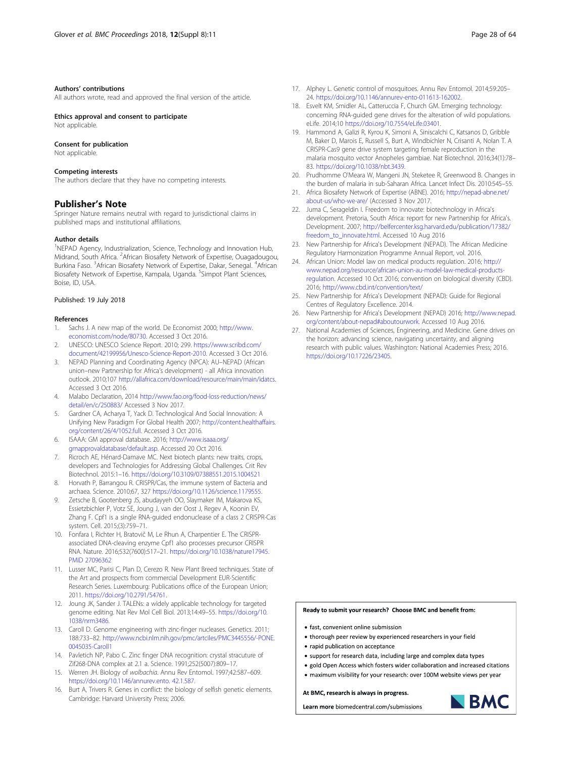#### Authors' contributions

All authors wrote, read and approved the final version of the article.

#### Ethics approval and consent to participate

Not applicable.

#### Consent for publication

Not applicable.

#### Competing interests

The authors declare that they have no competing interests.

### Publisher's Note

Springer Nature remains neutral with regard to jurisdictional claims in published maps and institutional affiliations.

#### Author details

[1]NEPAD Agency, Industrialization, Science, Technology and Innovation Hub, Midrand, South Africa. [2]African Biosafety Network of Expertise, Ouagadougou, Burkina Faso. [3]African Biosafety Network of Expertise, Dakar, Senegal. [4]African Biosafety Network of Expertise, Kampala, Uganda. [5]Simpot Plant Sciences, Boise, ID, USA.

Published: 19 July 2018

#### References

1. Sachs J. A new map of the world. De Economist 2000; http://www.economist.com/node/80730. Accessed 3 Oct 2016.
2. UNESCO: UNESCO Science Report. 2010; 299. https://www.scribd.com/document/42199956/Unesco-Science-Report-2010. Accessed 3 Oct 2016.
3. NEPAD Planning and Coordinating Agency (NPCA): AU–NEPAD (African union–new Partnership for Africa's development) - all Africa innovation outlook. 2010;107 http://allafrica.com/download/resource/main/main/idatcs. Accessed 3 Oct 2016.
4. Malabo Declaration, 2014 http://www.fao.org/food-loss-reduction/news/detail/en/c/250883/ Accessed 3 Nov 2017.
5. Gardner CA, Acharya T, Yack D. Technological And Social Innovation: A Unifying New Paradigm For Global Health 2007; http://content.healthaffairs.org/content/26/4/1052.full. Accessed 3 Oct 2016.
6. ISAAA: GM approval database. 2016; http://www.isaaa.org/gmapprovaldatabase/default.asp. Accessed 20 Oct 2016.
7. Ricroch AE, Hénard-Damave MC. Next biotech plants: new traits, crops, developers and Technologies for Addressing Global Challenges. Crit Rev Biotechnol. 2015:1–16. https://doi.org/10.3109/07388551.2015.1004521
8. Horvath P, Barrangou R. CRISPR/Cas, the immune system of Bacteria and archaea. Science. 2010;67, 327 https://doi.org/10.1126/science.1179555.
9. Zetsche B, Gootenberg JS, abudayyeh OO, Slaymaker IM, Makarova KS, Essietzbichler P, Votz SE, Joung J, van der Oost J, Regev A, Koonin EV, Zhang F. Cpf1 is a single RNA-guided endonuclease of a class 2 CRISPR-Cas system. Cell. 2015;(3):759–71.
10. Fonfara I, Richter H, Bratovič M, Le Rhun A, Charpentier E. The CRISPR-associated DNA-cleaving enzyme Cpf1 also processes precursor CRISPR RNA. Nature. 2016;532(7600):517–21. https://doi.org/10.1038/nature17945. PMID 27096362
11. Lusser MC, Parisi C, Plan D, Cerezo R. New Plant Breed techniques. State of the Art and prospects from commercial Development EUR-Scientific Research Series. Luxembourg: Publications office of the European Union; 2011. https://doi.org/10.2791/54761.
12. Joung JK, Sander J. TALENs: a widely applicable technology for targeted genome editing. Nat Rev Mol Cell Biol. 2013;14:49–55. https://doi.org/10.1038/nrm3486.
13. Caroll D. Genome engineering with zinc-finger nucleases. Genetics. 2011; 188:733–82. http://www.ncbi.nlm.nih.gov/pmc/artciles/PMC3445556/-PONE.0045035-Caroll1
14. Pavletich NP, Pabo C. Zinc finger DNA recognition: crystal stracuture of Zif268-DNA complex at 2.1 a. Science. 1991;252(5007):809–17.
15. Werren JH. Biology of *wolbachia*. Annu Rev Entomol. 1997;42:587–609. https://doi.org/10.1146/annurev.ento. 42.1.587.
16. Burt A, Trivers R. Genes in conflict: the biology of selfish genetic elements. Cambridge: Harvard University Press; 2006.
17. Alphey L. Genetic control of mosquitoes. Annu Rev Entomol. 2014;59:205–24. https://doi.org/10.1146/annurev-ento-011613-162002.
18. Esvelt KM, Smidler AL, Catteruccia F, Church GM. Emerging technology: concerning RNA-guided gene drives for the alteration of wild populations. eLife. 2014;10 https://doi.org/10.7554/eLife.03401.
19. Hammond A, Galizi R, Kyrou K, Simoni A, Siniscalchi C, Katsanos D, Gribble M, Baker D, Marois E, Russell S, Burt A, Windbichler N, Crisanti A, Nolan T. A CRISPR-Cas9 gene drive system targeting female reproduction in the malaria mosquito vector Anopheles gambiae. Nat Biotechnol. 2016;34(1):78–83. https://doi.org/10.1038/nbt.3439.
20. Prudhomme O'Meara W, Mangeni JN, Steketee R, Greenwood B. Changes in the burden of malaria in sub-Saharan Africa. Lancet Infect Dis. 2010:545–55.
21. Africa Biosafety Network of Expertise (ABNE). 2016; http://nepad-abne.net/about-us/who-we-are/ (Accessed 3 Nov 2017.
22. Juma C, Serageldin I. Freedom to innovate: biotechnology in Africa's development. Pretoria, South Africa: report for new Partnership for Africa's. Development. 2007; http://belfercenter.ksg.harvard.edu/publication/17382/freedom_to_innovate.html. Accessed 10 Aug 2016
23. New Partnership for Africa's Development (NEPAD). The African Medicine Regulatory Harmonization Programme Annual Report, vol. 2016.
24. African Union: Model law on medical products regulation. 2016; http://www.nepad.org/resource/african-union-au-model-law-medical-products-regulation. Accessed 10 Oct 2016; convention on biological diversity (CBD). 2016; http://www.cbd.int/convention/text/
25. New Partnership for Africa's Development (NEPAD): Guide for Regional Centres of Regulatory Excellence. 2014.
26. New Partnership for Africa's Development (NEPAD) 2016; http://www.nepad.org/content/about-nepad#aboutourwork. Accessed 10 Aug 2016.
27. National Academies of Sciences, Engineering, and Medicine. Gene drives on the horizon: advancing science, navigating uncertainty, and aligning research with public values. Washington: National Academies Press; 2016. https://doi.org/10.17226/23405.

**Ready to submit your research? Choose BMC and benefit from:**

- fast, convenient online submission
- thorough peer review by experienced researchers in your field
- rapid publication on acceptance
- support for research data, including large and complex data types
- gold Open Access which fosters wider collaboration and increased citations
- maximum visibility for your research: over 100M website views per year

**At BMC, research is always in progress.**

**Learn more** biomedcentral.com/submissions

BMC